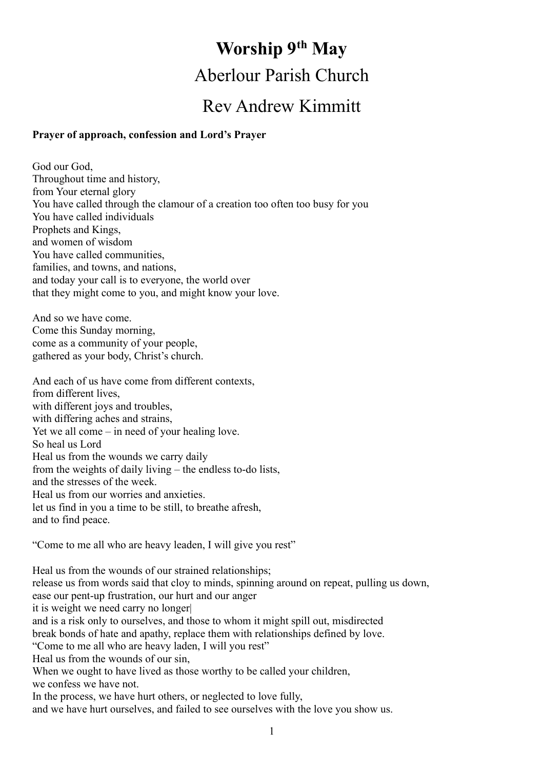# Worship 9th May

## Aberlour Parish Church

## Rev Andrew Kimmitt

**Prayer of approach, confession and Lord's Prayer**

God our God,
Throughout time and history,
from Your eternal glory
You have called through the clamour of a creation too often too busy for you
You have called individuals
Prophets and Kings,
and women of wisdom
You have called communities,
families, and towns, and nations,
and today your call is to everyone, the world over
that they might come to you, and might know your love.

And so we have come.
Come this Sunday morning,
come as a community of your people,
gathered as your body, Christ's church.

And each of us have come from different contexts,
from different lives,
with different joys and troubles,
with differing aches and strains,
Yet we all come – in need of your healing love.
So heal us Lord
Heal us from the wounds we carry daily
from the weights of daily living – the endless to-do lists,
and the stresses of the week.
Heal us from our worries and anxieties.
let us find in you a time to be still, to breathe afresh,
and to find peace.

"Come to me all who are heavy leaden, I will give you rest"

Heal us from the wounds of our strained relationships;
release us from words said that cloy to minds, spinning around on repeat, pulling us down,
ease our pent-up frustration, our hurt and our anger
it is weight we need carry no longer|
and is a risk only to ourselves, and those to whom it might spill out, misdirected
break bonds of hate and apathy, replace them with relationships defined by love.
"Come to me all who are heavy laden, I will you rest"
Heal us from the wounds of our sin,
When we ought to have lived as those worthy to be called your children,
we confess we have not.
In the process, we have hurt others, or neglected to love fully,
and we have hurt ourselves, and failed to see ourselves with the love you show us.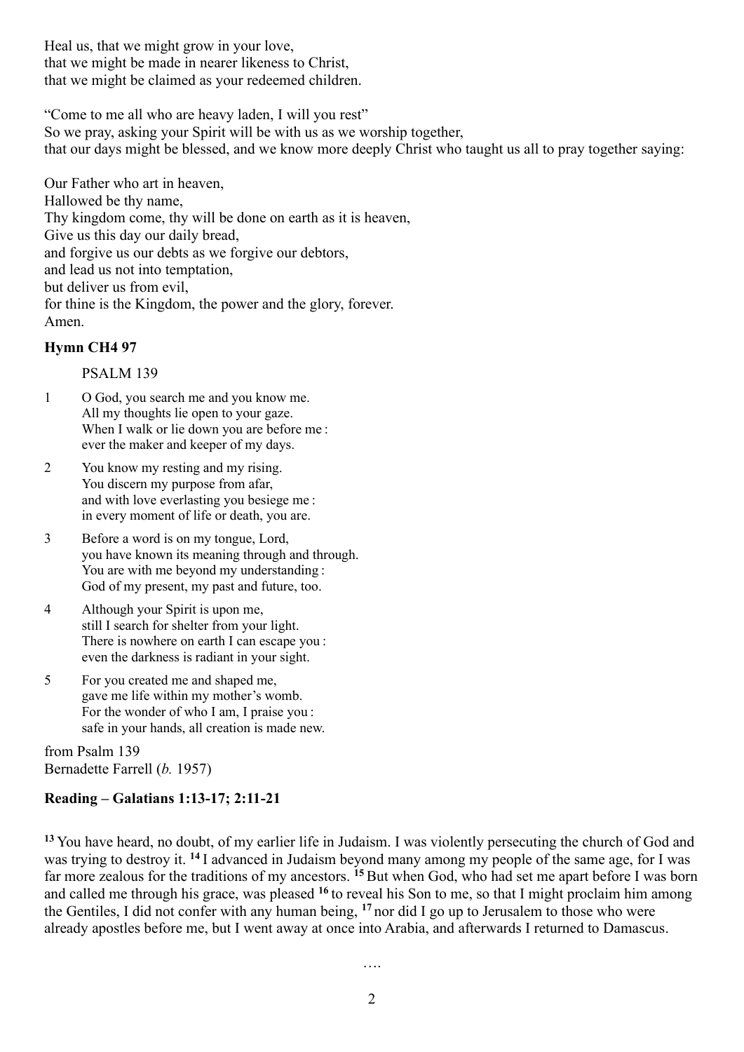Heal us, that we might grow in your love,
that we might be made in nearer likeness to Christ,
that we might be claimed as your redeemed children.

"Come to me all who are heavy laden, I will you rest"
So we pray, asking your Spirit will be with us as we worship together,
that our days might be blessed, and we know more deeply Christ who taught us all to pray together saying:

Our Father who art in heaven,
Hallowed be thy name,
Thy kingdom come, thy will be done on earth as it is heaven,
Give us this day our daily bread,
and forgive us our debts as we forgive our debtors,
and lead us not into temptation,
but deliver us from evil,
for thine is the Kingdom, the power and the glory, forever.
Amen.

**Hymn CH4 97**

PSALM 139

1 O God, you search me and you know me.
All my thoughts lie open to your gaze.
When I walk or lie down you are before me :
ever the maker and keeper of my days.

2 You know my resting and my rising.
You discern my purpose from afar,
and with love everlasting you besiege me :
in every moment of life or death, you are.

3 Before a word is on my tongue, Lord,
you have known its meaning through and through.
You are with me beyond my understanding :
God of my present, my past and future, too.

4 Although your Spirit is upon me,
still I search for shelter from your light.
There is nowhere on earth I can escape you :
even the darkness is radiant in your sight.

5 For you created me and shaped me,
gave me life within my mother's womb.
For the wonder of who I am, I praise you :
safe in your hands, all creation is made new.

from Psalm 139
Bernadette Farrell (*b.* 1957)

**Reading – Galatians 1:13-17; 2:11-21**

**13** You have heard, no doubt, of my earlier life in Judaism. I was violently persecuting the church of God and was trying to destroy it. **14** I advanced in Judaism beyond many among my people of the same age, for I was far more zealous for the traditions of my ancestors. **15** But when God, who had set me apart before I was born and called me through his grace, was pleased **16** to reveal his Son to me, so that I might proclaim him among the Gentiles, I did not confer with any human being, **17** nor did I go up to Jerusalem to those who were already apostles before me, but I went away at once into Arabia, and afterwards I returned to Damascus.

….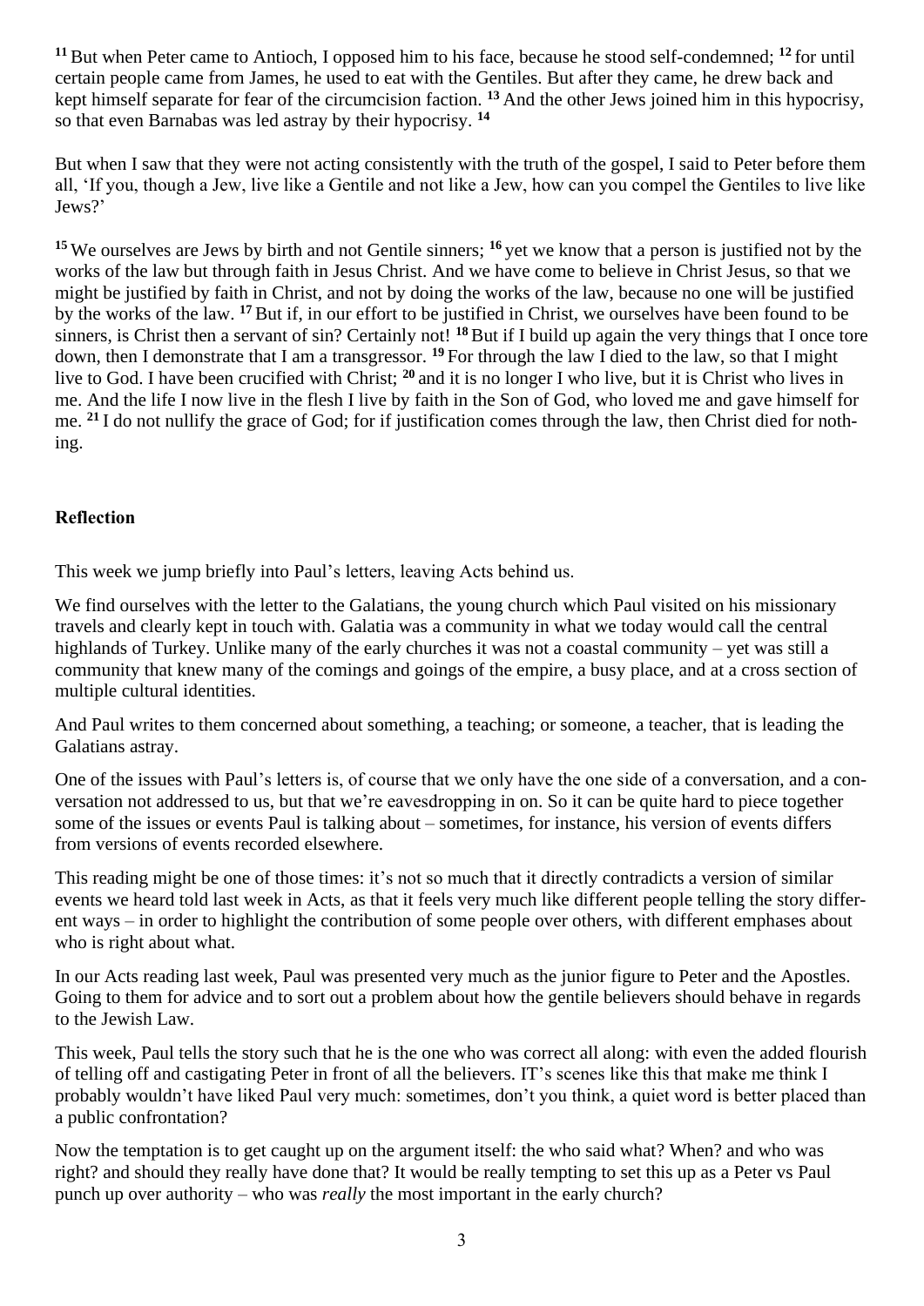[11] But when Peter came to Antioch, I opposed him to his face, because he stood self-condemned; [12] for until certain people came from James, he used to eat with the Gentiles. But after they came, he drew back and kept himself separate for fear of the circumcision faction. [13] And the other Jews joined him in this hypocrisy, so that even Barnabas was led astray by their hypocrisy. [14]

But when I saw that they were not acting consistently with the truth of the gospel, I said to Peter before them all, 'If you, though a Jew, live like a Gentile and not like a Jew, how can you compel the Gentiles to live like Jews?'

[15] We ourselves are Jews by birth and not Gentile sinners; [16] yet we know that a person is justified not by the works of the law but through faith in Jesus Christ. And we have come to believe in Christ Jesus, so that we might be justified by faith in Christ, and not by doing the works of the law, because no one will be justified by the works of the law. [17] But if, in our effort to be justified in Christ, we ourselves have been found to be sinners, is Christ then a servant of sin? Certainly not! [18] But if I build up again the very things that I once tore down, then I demonstrate that I am a transgressor. [19] For through the law I died to the law, so that I might live to God. I have been crucified with Christ; [20] and it is no longer I who live, but it is Christ who lives in me. And the life I now live in the flesh I live by faith in the Son of God, who loved me and gave himself for me. [21] I do not nullify the grace of God; for if justification comes through the law, then Christ died for nothing.

### Reflection

This week we jump briefly into Paul's letters, leaving Acts behind us.

We find ourselves with the letter to the Galatians, the young church which Paul visited on his missionary travels and clearly kept in touch with. Galatia was a community in what we today would call the central highlands of Turkey. Unlike many of the early churches it was not a coastal community – yet was still a community that knew many of the comings and goings of the empire, a busy place, and at a cross section of multiple cultural identities.

And Paul writes to them concerned about something, a teaching; or someone, a teacher, that is leading the Galatians astray.

One of the issues with Paul's letters is, of course that we only have the one side of a conversation, and a conversation not addressed to us, but that we're eavesdropping in on. So it can be quite hard to piece together some of the issues or events Paul is talking about – sometimes, for instance, his version of events differs from versions of events recorded elsewhere.

This reading might be one of those times: it's not so much that it directly contradicts a version of similar events we heard told last week in Acts, as that it feels very much like different people telling the story different ways – in order to highlight the contribution of some people over others, with different emphases about who is right about what.

In our Acts reading last week, Paul was presented very much as the junior figure to Peter and the Apostles. Going to them for advice and to sort out a problem about how the gentile believers should behave in regards to the Jewish Law.

This week, Paul tells the story such that he is the one who was correct all along: with even the added flourish of telling off and castigating Peter in front of all the believers. IT's scenes like this that make me think I probably wouldn't have liked Paul very much: sometimes, don't you think, a quiet word is better placed than a public confrontation?

Now the temptation is to get caught up on the argument itself: the who said what? When? and who was right? and should they really have done that? It would be really tempting to set this up as a Peter vs Paul punch up over authority – who was *really* the most important in the early church?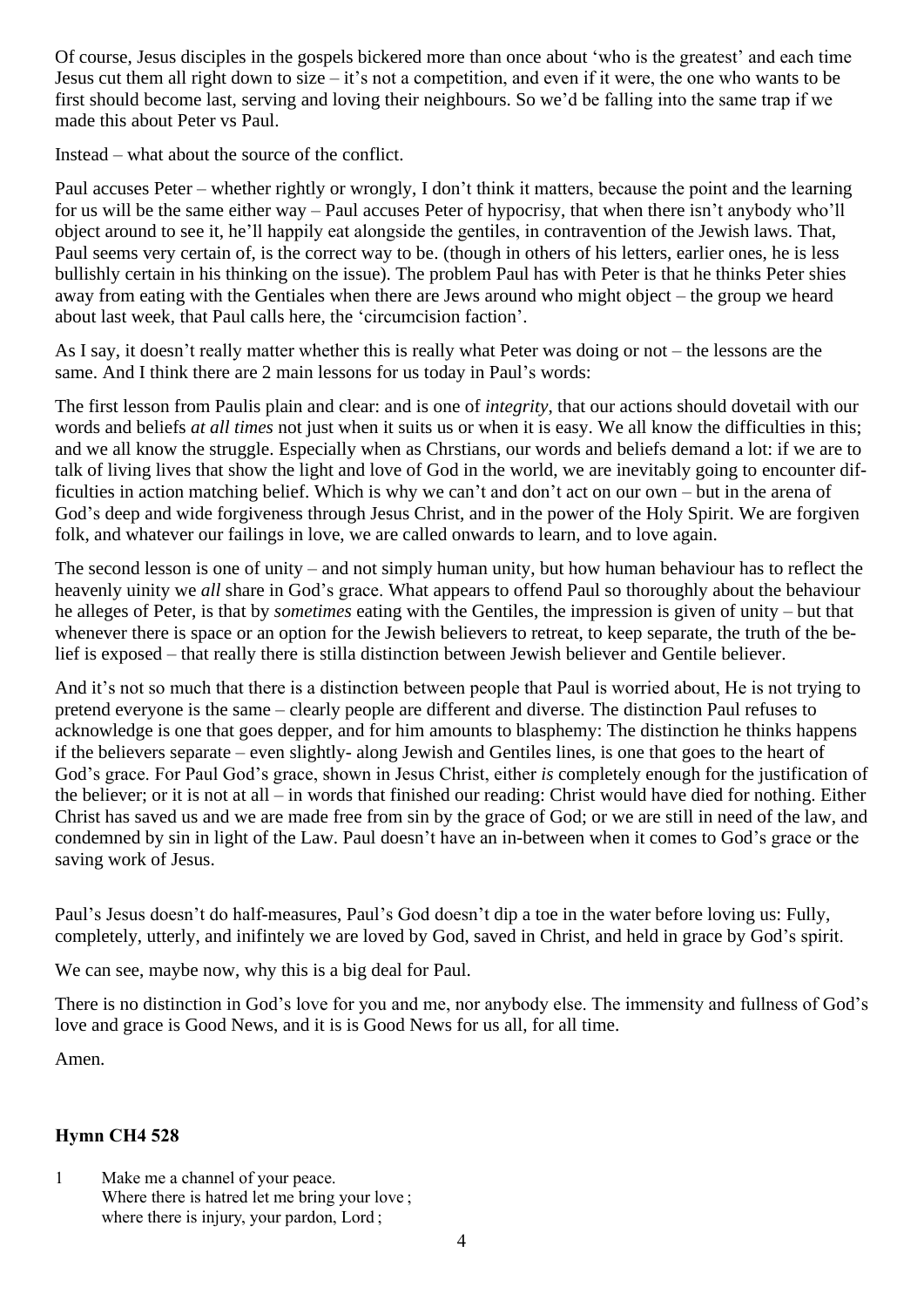Of course, Jesus disciples in the gospels bickered more than once about 'who is the greatest' and each time Jesus cut them all right down to size – it's not a competition, and even if it were, the one who wants to be first should become last, serving and loving their neighbours. So we'd be falling into the same trap if we made this about Peter vs Paul.

Instead – what about the source of the conflict.

Paul accuses Peter – whether rightly or wrongly, I don't think it matters, because the point and the learning for us will be the same either way – Paul accuses Peter of hypocrisy, that when there isn't anybody who'll object around to see it, he'll happily eat alongside the gentiles, in contravention of the Jewish laws. That, Paul seems very certain of, is the correct way to be. (though in others of his letters, earlier ones, he is less bullishly certain in his thinking on the issue). The problem Paul has with Peter is that he thinks Peter shies away from eating with the Gentiales when there are Jews around who might object – the group we heard about last week, that Paul calls here, the 'circumcision faction'.

As I say, it doesn't really matter whether this is really what Peter was doing or not – the lessons are the same. And I think there are 2 main lessons for us today in Paul's words:

The first lesson from Paulis plain and clear: and is one of *integrity*, that our actions should dovetail with our words and beliefs *at all times* not just when it suits us or when it is easy. We all know the difficulties in this; and we all know the struggle. Especially when as Chrstians, our words and beliefs demand a lot: if we are to talk of living lives that show the light and love of God in the world, we are inevitably going to encounter difficulties in action matching belief. Which is why we can't and don't act on our own – but in the arena of God's deep and wide forgiveness through Jesus Christ, and in the power of the Holy Spirit. We are forgiven folk, and whatever our failings in love, we are called onwards to learn, and to love again.

The second lesson is one of unity – and not simply human unity, but how human behaviour has to reflect the heavenly uinity we *all* share in God's grace. What appears to offend Paul so thoroughly about the behaviour he alleges of Peter, is that by *sometimes* eating with the Gentiles, the impression is given of unity – but that whenever there is space or an option for the Jewish believers to retreat, to keep separate, the truth of the belief is exposed – that really there is stilla distinction between Jewish believer and Gentile believer.

And it's not so much that there is a distinction between people that Paul is worried about, He is not trying to pretend everyone is the same – clearly people are different and diverse. The distinction Paul refuses to acknowledge is one that goes depper, and for him amounts to blasphemy: The distinction he thinks happens if the believers separate – even slightly- along Jewish and Gentiles lines, is one that goes to the heart of God's grace. For Paul God's grace, shown in Jesus Christ, either *is* completely enough for the justification of the believer; or it is not at all – in words that finished our reading: Christ would have died for nothing. Either Christ has saved us and we are made free from sin by the grace of God; or we are still in need of the law, and condemned by sin in light of the Law. Paul doesn't have an in-between when it comes to God's grace or the saving work of Jesus.

Paul's Jesus doesn't do half-measures, Paul's God doesn't dip a toe in the water before loving us: Fully, completely, utterly, and inifintely we are loved by God, saved in Christ, and held in grace by God's spirit.

We can see, maybe now, why this is a big deal for Paul.

There is no distinction in God's love for you and me, nor anybody else. The immensity and fullness of God's love and grace is Good News, and it is is Good News for us all, for all time.

Amen.

### Hymn CH4 528

1 Make me a channel of your peace.
Where there is hatred let me bring your love;
where there is injury, your pardon, Lord;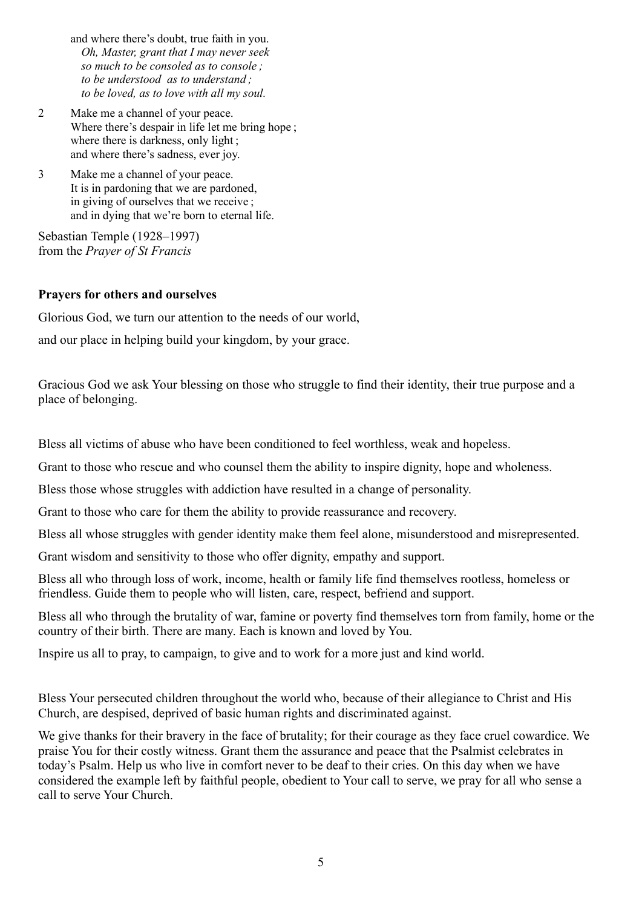and where there's doubt, true faith in you.
*Oh, Master, grant that I may never seek*
*so much to be consoled as to console ;*
*to be understood as to understand ;*
*to be loved, as to love with all my soul.*

2 Make me a channel of your peace.
Where there's despair in life let me bring hope ;
where there is darkness, only light ;
and where there's sadness, ever joy.

3 Make me a channel of your peace.
It is in pardoning that we are pardoned,
in giving of ourselves that we receive ;
and in dying that we're born to eternal life.

Sebastian Temple (1928–1997)
from the *Prayer of St Francis*

**Prayers for others and ourselves**

Glorious God, we turn our attention to the needs of our world,

and our place in helping build your kingdom, by your grace.

Gracious God we ask Your blessing on those who struggle to find their identity, their true purpose and a place of belonging.

Bless all victims of abuse who have been conditioned to feel worthless, weak and hopeless.

Grant to those who rescue and who counsel them the ability to inspire dignity, hope and wholeness.

Bless those whose struggles with addiction have resulted in a change of personality.

Grant to those who care for them the ability to provide reassurance and recovery.

Bless all whose struggles with gender identity make them feel alone, misunderstood and misrepresented.

Grant wisdom and sensitivity to those who offer dignity, empathy and support.

Bless all who through loss of work, income, health or family life find themselves rootless, homeless or friendless. Guide them to people who will listen, care, respect, befriend and support.

Bless all who through the brutality of war, famine or poverty find themselves torn from family, home or the country of their birth. There are many. Each is known and loved by You.

Inspire us all to pray, to campaign, to give and to work for a more just and kind world.

Bless Your persecuted children throughout the world who, because of their allegiance to Christ and His Church, are despised, deprived of basic human rights and discriminated against.

We give thanks for their bravery in the face of brutality; for their courage as they face cruel cowardice. We praise You for their costly witness. Grant them the assurance and peace that the Psalmist celebrates in today's Psalm. Help us who live in comfort never to be deaf to their cries. On this day when we have considered the example left by faithful people, obedient to Your call to serve, we pray for all who sense a call to serve Your Church.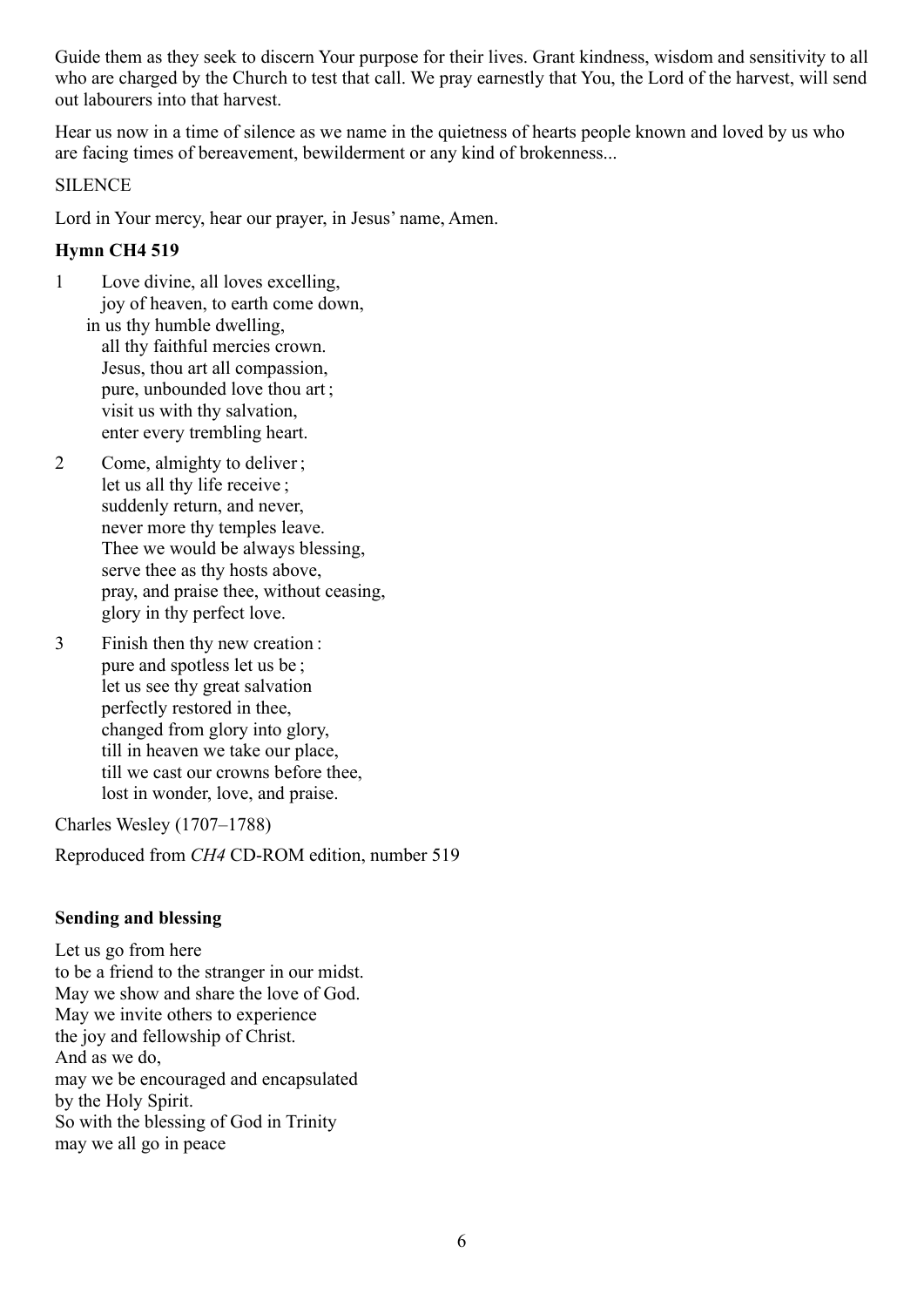Guide them as they seek to discern Your purpose for their lives. Grant kindness, wisdom and sensitivity to all who are charged by the Church to test that call. We pray earnestly that You, the Lord of the harvest, will send out labourers into that harvest.

Hear us now in a time of silence as we name in the quietness of hearts people known and loved by us who are facing times of bereavement, bewilderment or any kind of brokenness...

SILENCE

Lord in Your mercy, hear our prayer, in Jesus' name, Amen.

**Hymn CH4 519**

1 Love divine, all loves excelling,  
joy of heaven, to earth come down,  
in us thy humble dwelling,  
all thy faithful mercies crown.  
Jesus, thou art all compassion,  
pure, unbounded love thou art ;  
visit us with thy salvation,  
enter every trembling heart.

2 Come, almighty to deliver ;  
let us all thy life receive ;  
suddenly return, and never,  
never more thy temples leave.  
Thee we would be always blessing,  
serve thee as thy hosts above,  
pray, and praise thee, without ceasing,  
glory in thy perfect love.

3 Finish then thy new creation :  
pure and spotless let us be ;  
let us see thy great salvation  
perfectly restored in thee,  
changed from glory into glory,  
till in heaven we take our place,  
till we cast our crowns before thee,  
lost in wonder, love, and praise.

Charles Wesley (1707–1788)

Reproduced from *CH4* CD-ROM edition, number 519

**Sending and blessing**

Let us go from here  
to be a friend to the stranger in our midst.  
May we show and share the love of God.  
May we invite others to experience  
the joy and fellowship of Christ.  
And as we do,  
may we be encouraged and encapsulated  
by the Holy Spirit.  
So with the blessing of God in Trinity  
may we all go in peace